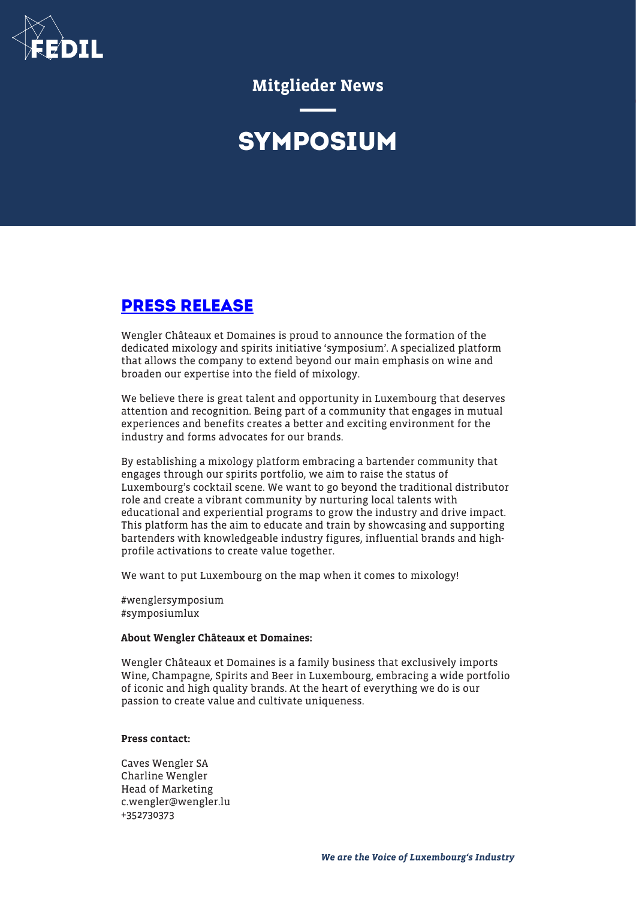Mitglieder News

# SYMPOSIUM

## PRESS RELEASE

Wengler Châteaux et Domaines is proud to announce the formation of the dedicated mixology and spirits initiative 'symposium'. A specialized platform that allows the company to extend beyond our main emphasis on wine and broaden our expertise into the field of mixology.

We believe there is great talent and opportunity in Luxembourg that deserves attention and recognition. Being part of a community that engages in mutual experiences and benefits creates a better and exciting environment for the industry and forms advocates for our brands.

By establishing a mixology platform embracing a bartender community that engages through our spirits portfolio, we aim to raise the status of Luxembourg's cocktail scene. We want to go beyond the traditional distributor role and create a vibrant community by nurturing local talents with educational and experiential programs to grow the industry and drive impact. This platform has the aim to educate and train by showcasing and supporting bartenders with knowledgeable industry figures, influential brands and high-profile activations to create value together.

We want to put Luxembourg on the map when it comes to mixology!

#wenglersymposium
#symposiumlux

**About Wengler Châteaux et Domaines:**

Wengler Châteaux et Domaines is a family business that exclusively imports Wine, Champagne, Spirits and Beer in Luxembourg, embracing a wide portfolio of iconic and high quality brands. At the heart of everything we do is our passion to create value and cultivate uniqueness.

**Press contact:**

Caves Wengler SA
Charline Wengler
Head of Marketing
c.wengler@wengler.lu
+352730373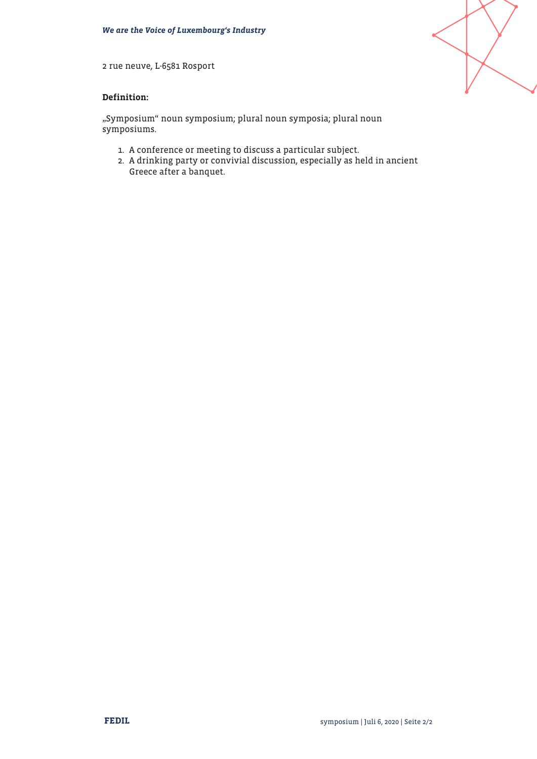2 rue neuve, L-6581 Rosport

**Definition:**

„Symposium“ noun symposium; plural noun symposia; plural noun symposiums.

1. A conference or meeting to discuss a particular subject.
2. A drinking party or convivial discussion, especially as held in ancient Greece after a banquet.